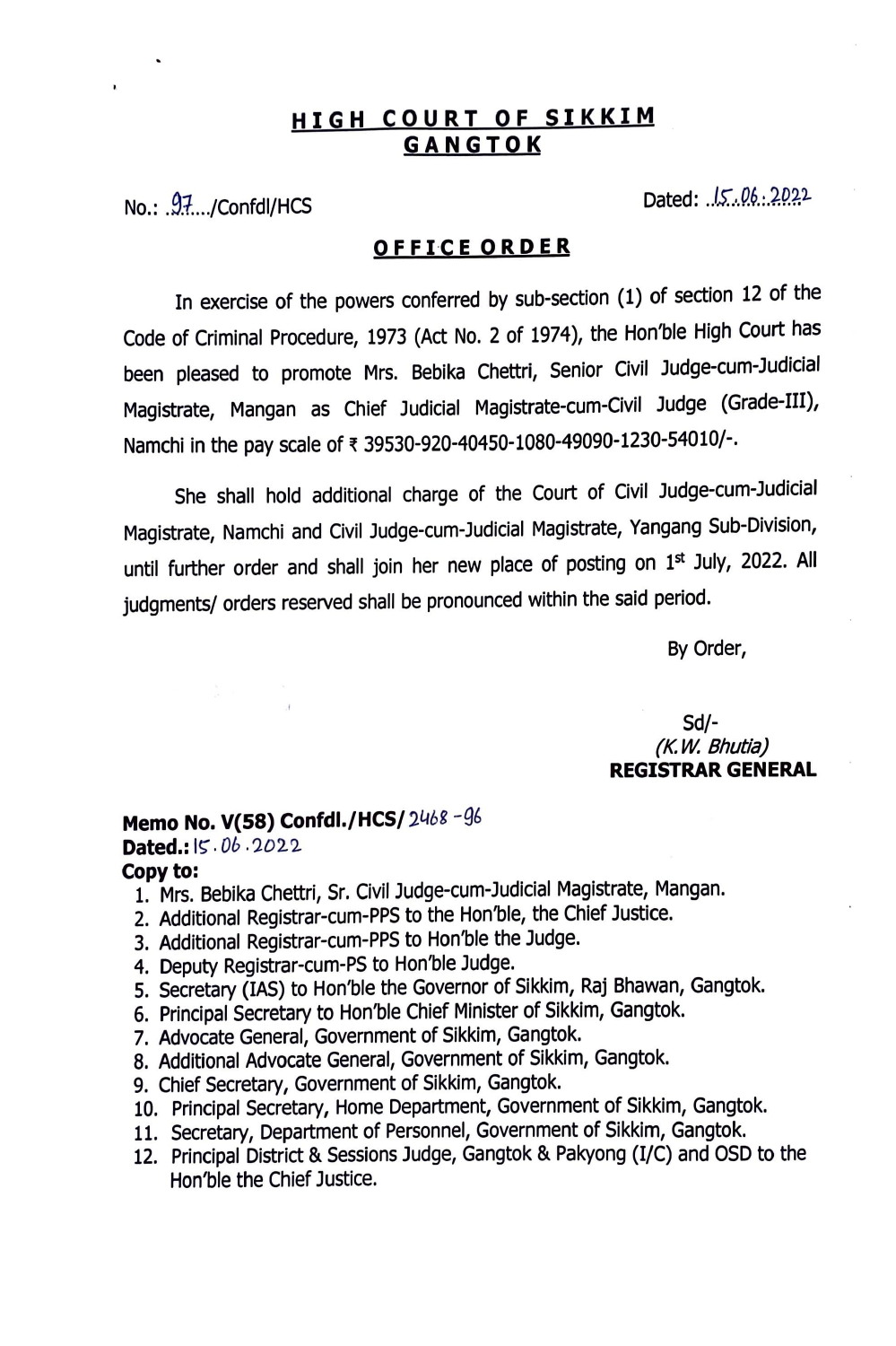# HIGH COURT OF SIKKIM
## GANGTOK

No.: 97/Confdl/HCS Dated: 15.06.2022

### OFFICE ORDER

In exercise of the powers conferred by sub-section (1) of section 12 of the Code of Criminal Procedure, 1973 (Act No. 2 of 1974), the Hon'ble High Court has been pleased to promote Mrs. Bebika Chettri, Senior Civil Judge-cum-Judicial Magistrate, Mangan as Chief Judicial Magistrate-cum-Civil Judge (Grade-III), Namchi in the pay scale of ₹ 39530-920-40450-1080-49090-1230-54010/-.

She shall hold additional charge of the Court of Civil Judge-cum-Judicial Magistrate, Namchi and Civil Judge-cum-Judicial Magistrate, Yangang Sub-Division, until further order and shall join her new place of posting on 1st July, 2022. All judgments/ orders reserved shall be pronounced within the said period.

By Order,

Sd/-
*(K.W. Bhutia)*
**REGISTRAR GENERAL**

**Memo No. V(58) Confdl./HCS/** 2468-96
**Dated.:** 15.06.2022
**Copy to:**

1. Mrs. Bebika Chettri, Sr. Civil Judge-cum-Judicial Magistrate, Mangan.
2. Additional Registrar-cum-PPS to the Hon'ble, the Chief Justice.
3. Additional Registrar-cum-PPS to Hon'ble the Judge.
4. Deputy Registrar-cum-PS to Hon'ble Judge.
5. Secretary (IAS) to Hon'ble the Governor of Sikkim, Raj Bhawan, Gangtok.
6. Principal Secretary to Hon'ble Chief Minister of Sikkim, Gangtok.
7. Advocate General, Government of Sikkim, Gangtok.
8. Additional Advocate General, Government of Sikkim, Gangtok.
9. Chief Secretary, Government of Sikkim, Gangtok.
10. Principal Secretary, Home Department, Government of Sikkim, Gangtok.
11. Secretary, Department of Personnel, Government of Sikkim, Gangtok.
12. Principal District & Sessions Judge, Gangtok & Pakyong (I/C) and OSD to the Hon'ble the Chief Justice.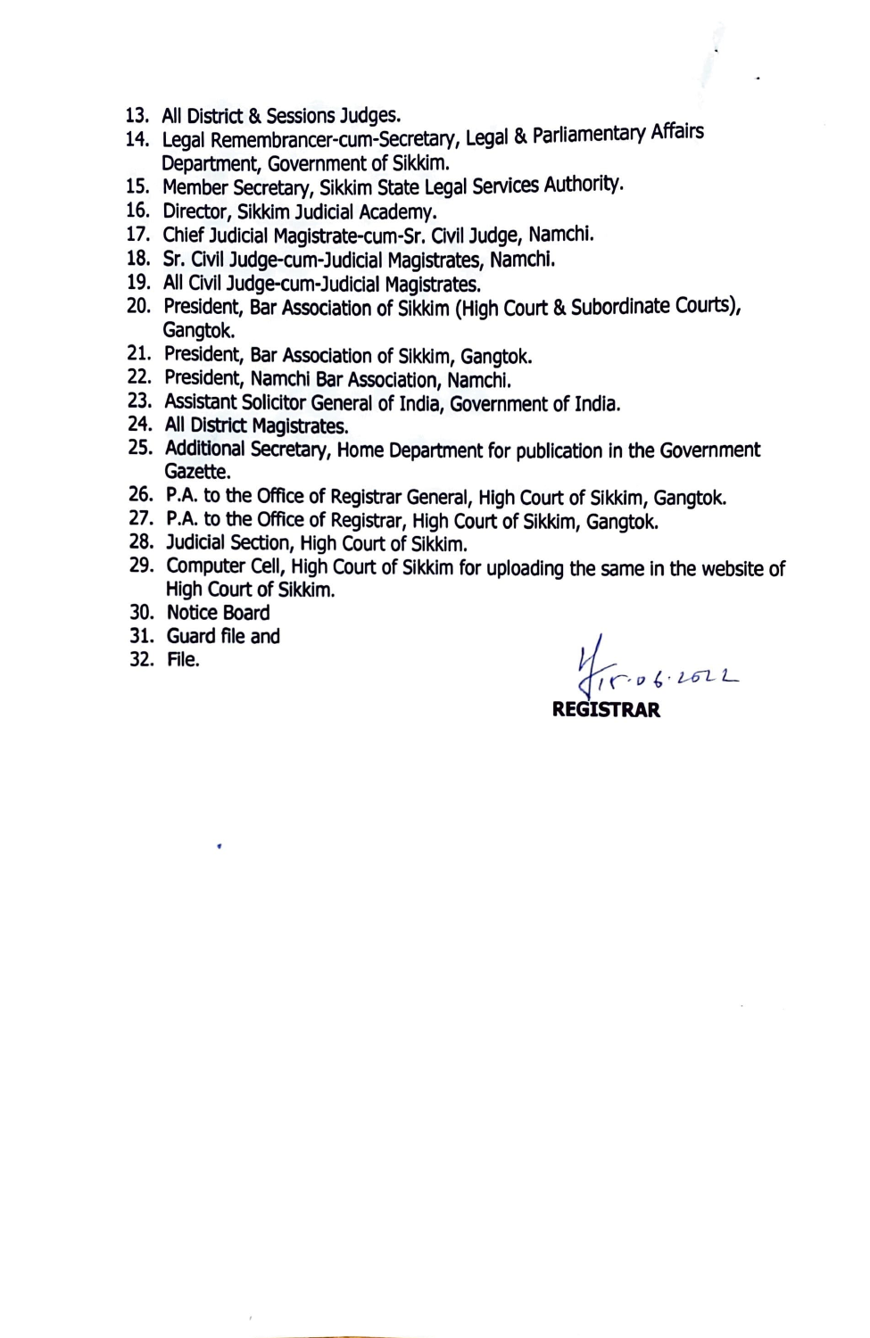13. All District & Sessions Judges.
14. Legal Remembrancer-cum-Secretary, Legal & Parliamentary Affairs Department, Government of Sikkim.
15. Member Secretary, Sikkim State Legal Services Authority.
16. Director, Sikkim Judicial Academy.
17. Chief Judicial Magistrate-cum-Sr. Civil Judge, Namchi.
18. Sr. Civil Judge-cum-Judicial Magistrates, Namchi.
19. All Civil Judge-cum-Judicial Magistrates.
20. President, Bar Association of Sikkim (High Court & Subordinate Courts), Gangtok.
21. President, Bar Association of Sikkim, Gangtok.
22. President, Namchi Bar Association, Namchi.
23. Assistant Solicitor General of India, Government of India.
24. All District Magistrates.
25. Additional Secretary, Home Department for publication in the Government Gazette.
26. P.A. to the Office of Registrar General, High Court of Sikkim, Gangtok.
27. P.A. to the Office of Registrar, High Court of Sikkim, Gangtok.
28. Judicial Section, High Court of Sikkim.
29. Computer Cell, High Court of Sikkim for uploading the same in the website of High Court of Sikkim.
30. Notice Board
31. Guard file and
32. File.

15.06.2022

**REGISTRAR**